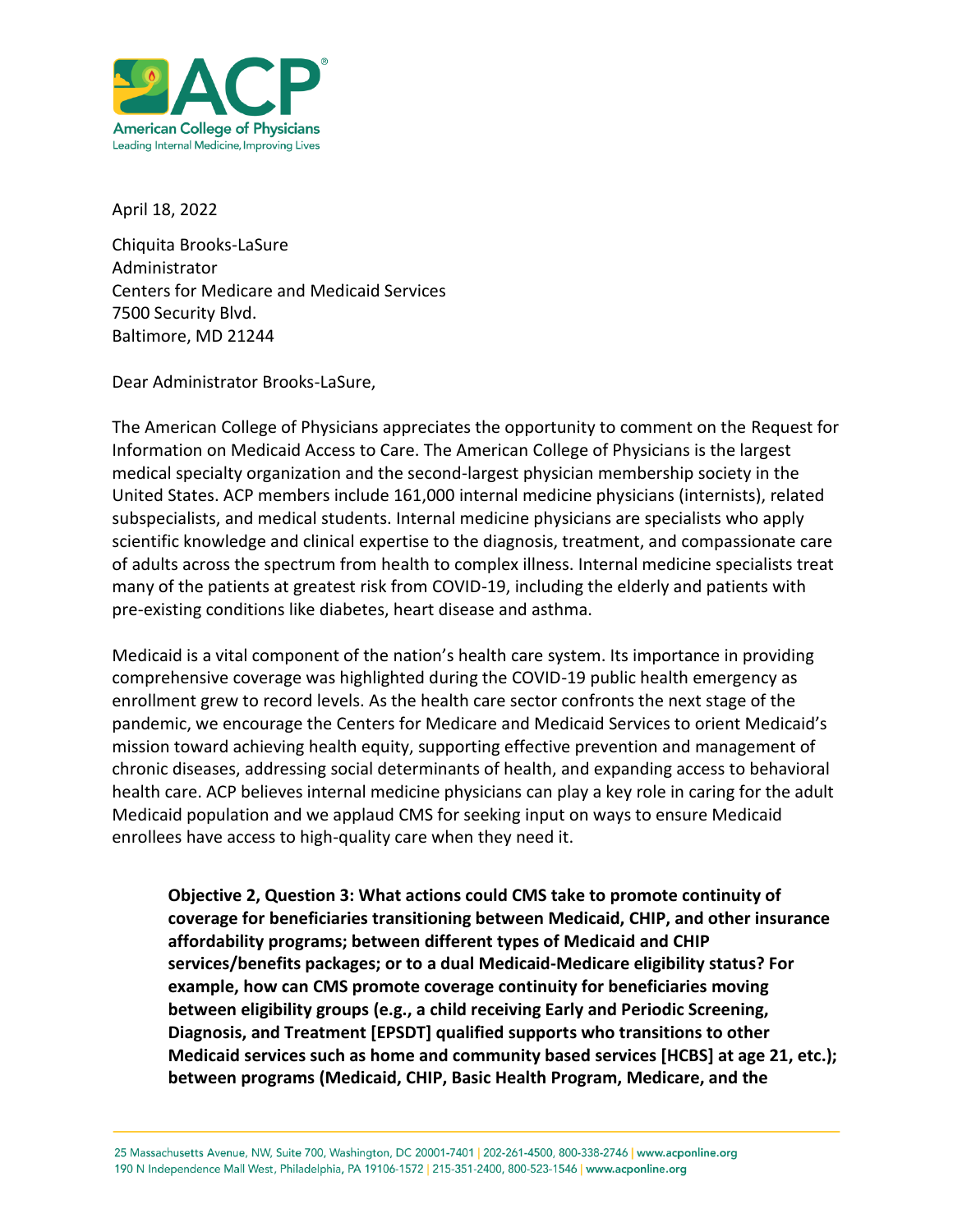April 18, 2022

Chiquita Brooks-LaSure
Administrator
Centers for Medicare and Medicaid Services
7500 Security Blvd.
Baltimore, MD 21244

Dear Administrator Brooks-LaSure,

The American College of Physicians appreciates the opportunity to comment on the Request for Information on Medicaid Access to Care. The American College of Physicians is the largest medical specialty organization and the second-largest physician membership society in the United States. ACP members include 161,000 internal medicine physicians (internists), related subspecialists, and medical students. Internal medicine physicians are specialists who apply scientific knowledge and clinical expertise to the diagnosis, treatment, and compassionate care of adults across the spectrum from health to complex illness. Internal medicine specialists treat many of the patients at greatest risk from COVID-19, including the elderly and patients with pre-existing conditions like diabetes, heart disease and asthma.

Medicaid is a vital component of the nation's health care system. Its importance in providing comprehensive coverage was highlighted during the COVID-19 public health emergency as enrollment grew to record levels. As the health care sector confronts the next stage of the pandemic, we encourage the Centers for Medicare and Medicaid Services to orient Medicaid's mission toward achieving health equity, supporting effective prevention and management of chronic diseases, addressing social determinants of health, and expanding access to behavioral health care. ACP believes internal medicine physicians can play a key role in caring for the adult Medicaid population and we applaud CMS for seeking input on ways to ensure Medicaid enrollees have access to high-quality care when they need it.

**Objective 2, Question 3: What actions could CMS take to promote continuity of coverage for beneficiaries transitioning between Medicaid, CHIP, and other insurance affordability programs; between different types of Medicaid and CHIP services/benefits packages; or to a dual Medicaid-Medicare eligibility status? For example, how can CMS promote coverage continuity for beneficiaries moving between eligibility groups (e.g., a child receiving Early and Periodic Screening, Diagnosis, and Treatment [EPSDT] qualified supports who transitions to other Medicaid services such as home and community based services [HCBS] at age 21, etc.); between programs (Medicaid, CHIP, Basic Health Program, Medicare, and the**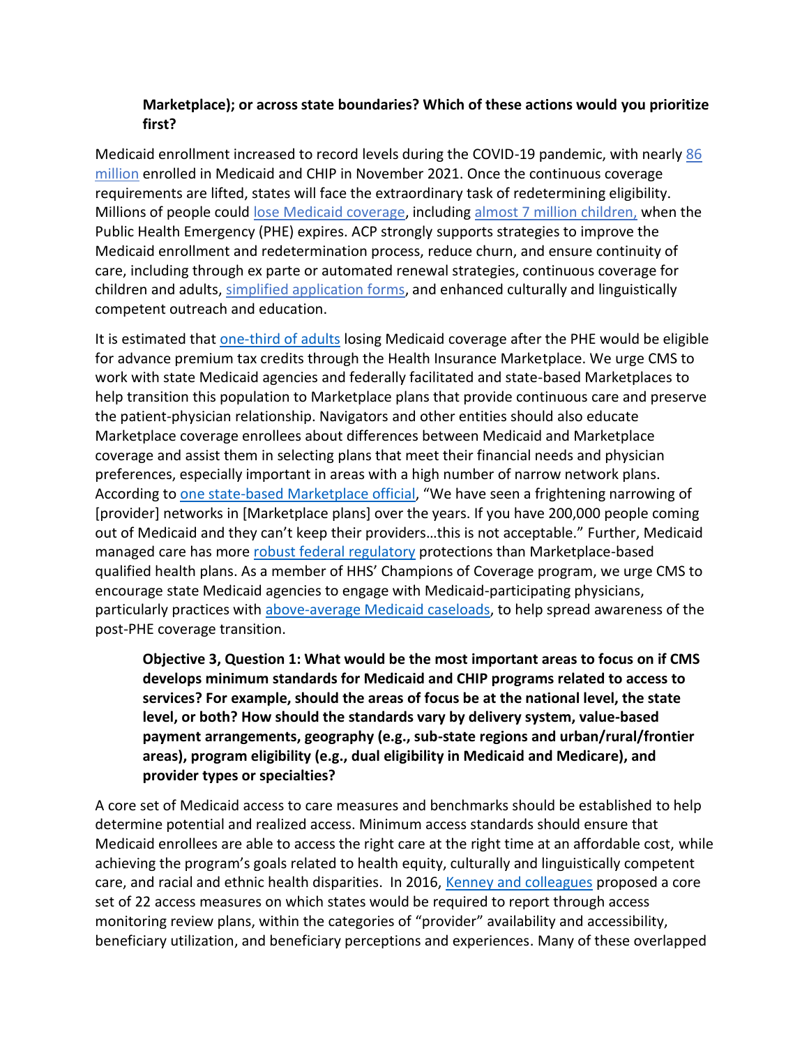**Marketplace); or across state boundaries? Which of these actions would you prioritize first?**

Medicaid enrollment increased to record levels during the COVID-19 pandemic, with nearly 86 million enrolled in Medicaid and CHIP in November 2021. Once the continuous coverage requirements are lifted, states will face the extraordinary task of redetermining eligibility. Millions of people could lose Medicaid coverage, including almost 7 million children, when the Public Health Emergency (PHE) expires. ACP strongly supports strategies to improve the Medicaid enrollment and redetermination process, reduce churn, and ensure continuity of care, including through ex parte or automated renewal strategies, continuous coverage for children and adults, simplified application forms, and enhanced culturally and linguistically competent outreach and education.

It is estimated that one-third of adults losing Medicaid coverage after the PHE would be eligible for advance premium tax credits through the Health Insurance Marketplace. We urge CMS to work with state Medicaid agencies and federally facilitated and state-based Marketplaces to help transition this population to Marketplace plans that provide continuous care and preserve the patient-physician relationship. Navigators and other entities should also educate Marketplace coverage enrollees about differences between Medicaid and Marketplace coverage and assist them in selecting plans that meet their financial needs and physician preferences, especially important in areas with a high number of narrow network plans. According to one state-based Marketplace official, "We have seen a frightening narrowing of [provider] networks in [Marketplace plans] over the years. If you have 200,000 people coming out of Medicaid and they can't keep their providers…this is not acceptable." Further, Medicaid managed care has more robust federal regulatory protections than Marketplace-based qualified health plans. As a member of HHS' Champions of Coverage program, we urge CMS to encourage state Medicaid agencies to engage with Medicaid-participating physicians, particularly practices with above-average Medicaid caseloads, to help spread awareness of the post-PHE coverage transition.

**Objective 3, Question 1: What would be the most important areas to focus on if CMS develops minimum standards for Medicaid and CHIP programs related to access to services? For example, should the areas of focus be at the national level, the state level, or both? How should the standards vary by delivery system, value-based payment arrangements, geography (e.g., sub-state regions and urban/rural/frontier areas), program eligibility (e.g., dual eligibility in Medicaid and Medicare), and provider types or specialties?**

A core set of Medicaid access to care measures and benchmarks should be established to help determine potential and realized access. Minimum access standards should ensure that Medicaid enrollees are able to access the right care at the right time at an affordable cost, while achieving the program's goals related to health equity, culturally and linguistically competent care, and racial and ethnic health disparities. In 2016, Kenney and colleagues proposed a core set of 22 access measures on which states would be required to report through access monitoring review plans, within the categories of "provider" availability and accessibility, beneficiary utilization, and beneficiary perceptions and experiences. Many of these overlapped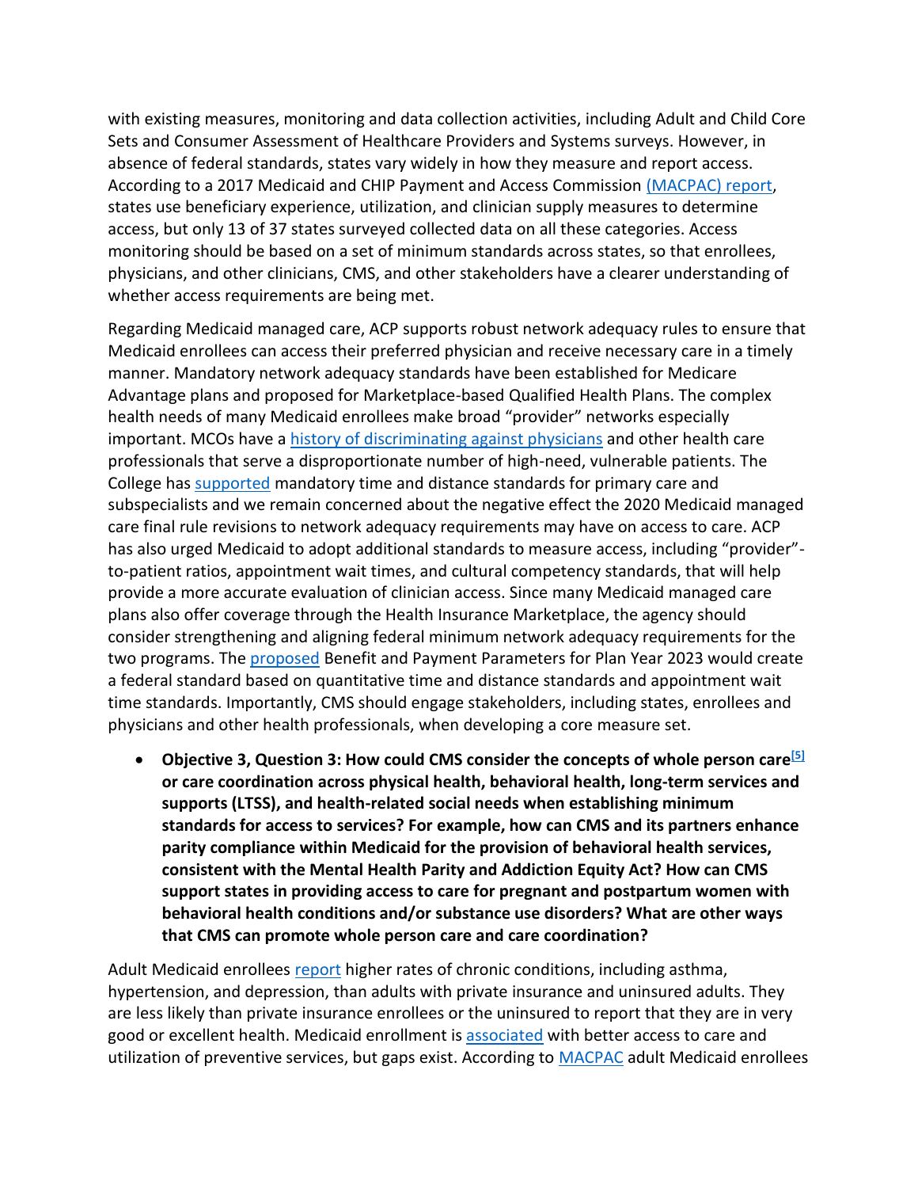with existing measures, monitoring and data collection activities, including Adult and Child Core Sets and Consumer Assessment of Healthcare Providers and Systems surveys. However, in absence of federal standards, states vary widely in how they measure and report access. According to a 2017 Medicaid and CHIP Payment and Access Commission (MACPAC) report, states use beneficiary experience, utilization, and clinician supply measures to determine access, but only 13 of 37 states surveyed collected data on all these categories. Access monitoring should be based on a set of minimum standards across states, so that enrollees, physicians, and other clinicians, CMS, and other stakeholders have a clearer understanding of whether access requirements are being met.

Regarding Medicaid managed care, ACP supports robust network adequacy rules to ensure that Medicaid enrollees can access their preferred physician and receive necessary care in a timely manner. Mandatory network adequacy standards have been established for Medicare Advantage plans and proposed for Marketplace-based Qualified Health Plans. The complex health needs of many Medicaid enrollees make broad "provider" networks especially important. MCOs have a history of discriminating against physicians and other health care professionals that serve a disproportionate number of high-need, vulnerable patients. The College has supported mandatory time and distance standards for primary care and subspecialists and we remain concerned about the negative effect the 2020 Medicaid managed care final rule revisions to network adequacy requirements may have on access to care. ACP has also urged Medicaid to adopt additional standards to measure access, including "provider"-to-patient ratios, appointment wait times, and cultural competency standards, that will help provide a more accurate evaluation of clinician access. Since many Medicaid managed care plans also offer coverage through the Health Insurance Marketplace, the agency should consider strengthening and aligning federal minimum network adequacy requirements for the two programs. The proposed Benefit and Payment Parameters for Plan Year 2023 would create a federal standard based on quantitative time and distance standards and appointment wait time standards. Importantly, CMS should engage stakeholders, including states, enrollees and physicians and other health professionals, when developing a core measure set.

- **Objective 3, Question 3: How could CMS consider the concepts of whole person care[5] or care coordination across physical health, behavioral health, long-term services and supports (LTSS), and health-related social needs when establishing minimum standards for access to services? For example, how can CMS and its partners enhance parity compliance within Medicaid for the provision of behavioral health services, consistent with the Mental Health Parity and Addiction Equity Act? How can CMS support states in providing access to care for pregnant and postpartum women with behavioral health conditions and/or substance use disorders? What are other ways that CMS can promote whole person care and care coordination?**

Adult Medicaid enrollees report higher rates of chronic conditions, including asthma, hypertension, and depression, than adults with private insurance and uninsured adults. They are less likely than private insurance enrollees or the uninsured to report that they are in very good or excellent health. Medicaid enrollment is associated with better access to care and utilization of preventive services, but gaps exist. According to MACPAC adult Medicaid enrollees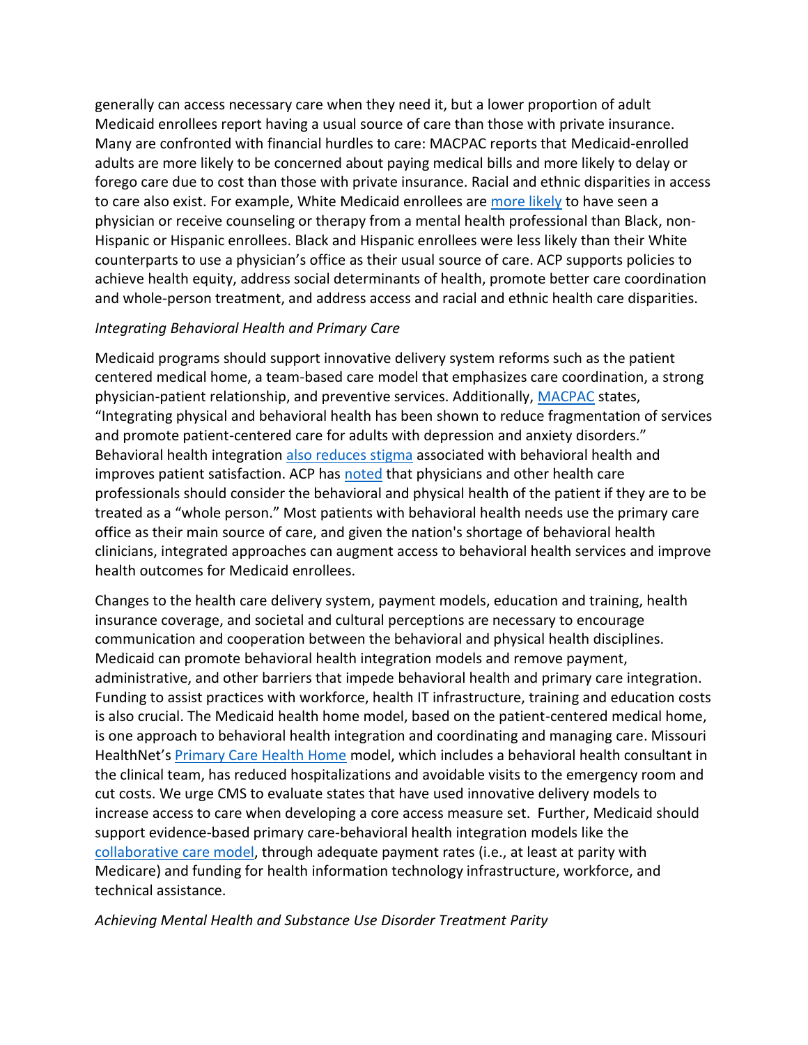generally can access necessary care when they need it, but a lower proportion of adult Medicaid enrollees report having a usual source of care than those with private insurance. Many are confronted with financial hurdles to care: MACPAC reports that Medicaid-enrolled adults are more likely to be concerned about paying medical bills and more likely to delay or forego care due to cost than those with private insurance. Racial and ethnic disparities in access to care also exist. For example, White Medicaid enrollees are more likely to have seen a physician or receive counseling or therapy from a mental health professional than Black, non-Hispanic or Hispanic enrollees. Black and Hispanic enrollees were less likely than their White counterparts to use a physician's office as their usual source of care. ACP supports policies to achieve health equity, address social determinants of health, promote better care coordination and whole-person treatment, and address access and racial and ethnic health care disparities.

*Integrating Behavioral Health and Primary Care*

Medicaid programs should support innovative delivery system reforms such as the patient centered medical home, a team-based care model that emphasizes care coordination, a strong physician-patient relationship, and preventive services. Additionally, MACPAC states, "Integrating physical and behavioral health has been shown to reduce fragmentation of services and promote patient-centered care for adults with depression and anxiety disorders." Behavioral health integration also reduces stigma associated with behavioral health and improves patient satisfaction. ACP has noted that physicians and other health care professionals should consider the behavioral and physical health of the patient if they are to be treated as a "whole person." Most patients with behavioral health needs use the primary care office as their main source of care, and given the nation's shortage of behavioral health clinicians, integrated approaches can augment access to behavioral health services and improve health outcomes for Medicaid enrollees.

Changes to the health care delivery system, payment models, education and training, health insurance coverage, and societal and cultural perceptions are necessary to encourage communication and cooperation between the behavioral and physical health disciplines. Medicaid can promote behavioral health integration models and remove payment, administrative, and other barriers that impede behavioral health and primary care integration. Funding to assist practices with workforce, health IT infrastructure, training and education costs is also crucial. The Medicaid health home model, based on the patient-centered medical home, is one approach to behavioral health integration and coordinating and managing care. Missouri HealthNet's Primary Care Health Home model, which includes a behavioral health consultant in the clinical team, has reduced hospitalizations and avoidable visits to the emergency room and cut costs. We urge CMS to evaluate states that have used innovative delivery models to increase access to care when developing a core access measure set. Further, Medicaid should support evidence-based primary care-behavioral health integration models like the collaborative care model, through adequate payment rates (i.e., at least at parity with Medicare) and funding for health information technology infrastructure, workforce, and technical assistance.

*Achieving Mental Health and Substance Use Disorder Treatment Parity*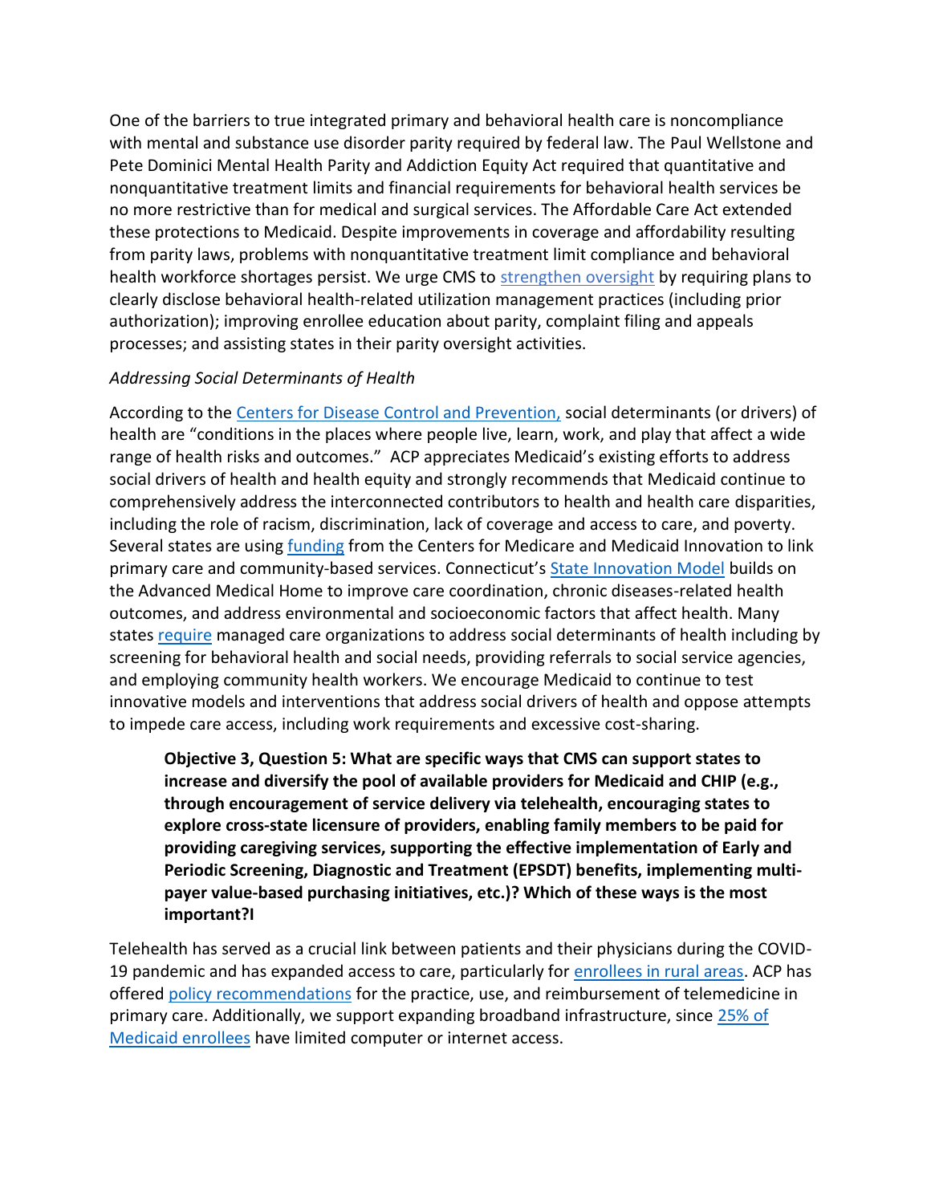One of the barriers to true integrated primary and behavioral health care is noncompliance with mental and substance use disorder parity required by federal law. The Paul Wellstone and Pete Dominici Mental Health Parity and Addiction Equity Act required that quantitative and nonquantitative treatment limits and financial requirements for behavioral health services be no more restrictive than for medical and surgical services. The Affordable Care Act extended these protections to Medicaid. Despite improvements in coverage and affordability resulting from parity laws, problems with nonquantitative treatment limit compliance and behavioral health workforce shortages persist. We urge CMS to strengthen oversight by requiring plans to clearly disclose behavioral health-related utilization management practices (including prior authorization); improving enrollee education about parity, complaint filing and appeals processes; and assisting states in their parity oversight activities.

*Addressing Social Determinants of Health*

According to the Centers for Disease Control and Prevention, social determinants (or drivers) of health are "conditions in the places where people live, learn, work, and play that affect a wide range of health risks and outcomes." ACP appreciates Medicaid's existing efforts to address social drivers of health and health equity and strongly recommends that Medicaid continue to comprehensively address the interconnected contributors to health and health care disparities, including the role of racism, discrimination, lack of coverage and access to care, and poverty. Several states are using funding from the Centers for Medicare and Medicaid Innovation to link primary care and community-based services. Connecticut's State Innovation Model builds on the Advanced Medical Home to improve care coordination, chronic diseases-related health outcomes, and address environmental and socioeconomic factors that affect health. Many states require managed care organizations to address social determinants of health including by screening for behavioral health and social needs, providing referrals to social service agencies, and employing community health workers. We encourage Medicaid to continue to test innovative models and interventions that address social drivers of health and oppose attempts to impede care access, including work requirements and excessive cost-sharing.

> **Objective 3, Question 5: What are specific ways that CMS can support states to increase and diversify the pool of available providers for Medicaid and CHIP (e.g., through encouragement of service delivery via telehealth, encouraging states to explore cross-state licensure of providers, enabling family members to be paid for providing caregiving services, supporting the effective implementation of Early and Periodic Screening, Diagnostic and Treatment (EPSDT) benefits, implementing multi-payer value-based purchasing initiatives, etc.)? Which of these ways is the most important?I**

Telehealth has served as a crucial link between patients and their physicians during the COVID-19 pandemic and has expanded access to care, particularly for enrollees in rural areas. ACP has offered policy recommendations for the practice, use, and reimbursement of telemedicine in primary care. Additionally, we support expanding broadband infrastructure, since 25% of Medicaid enrollees have limited computer or internet access.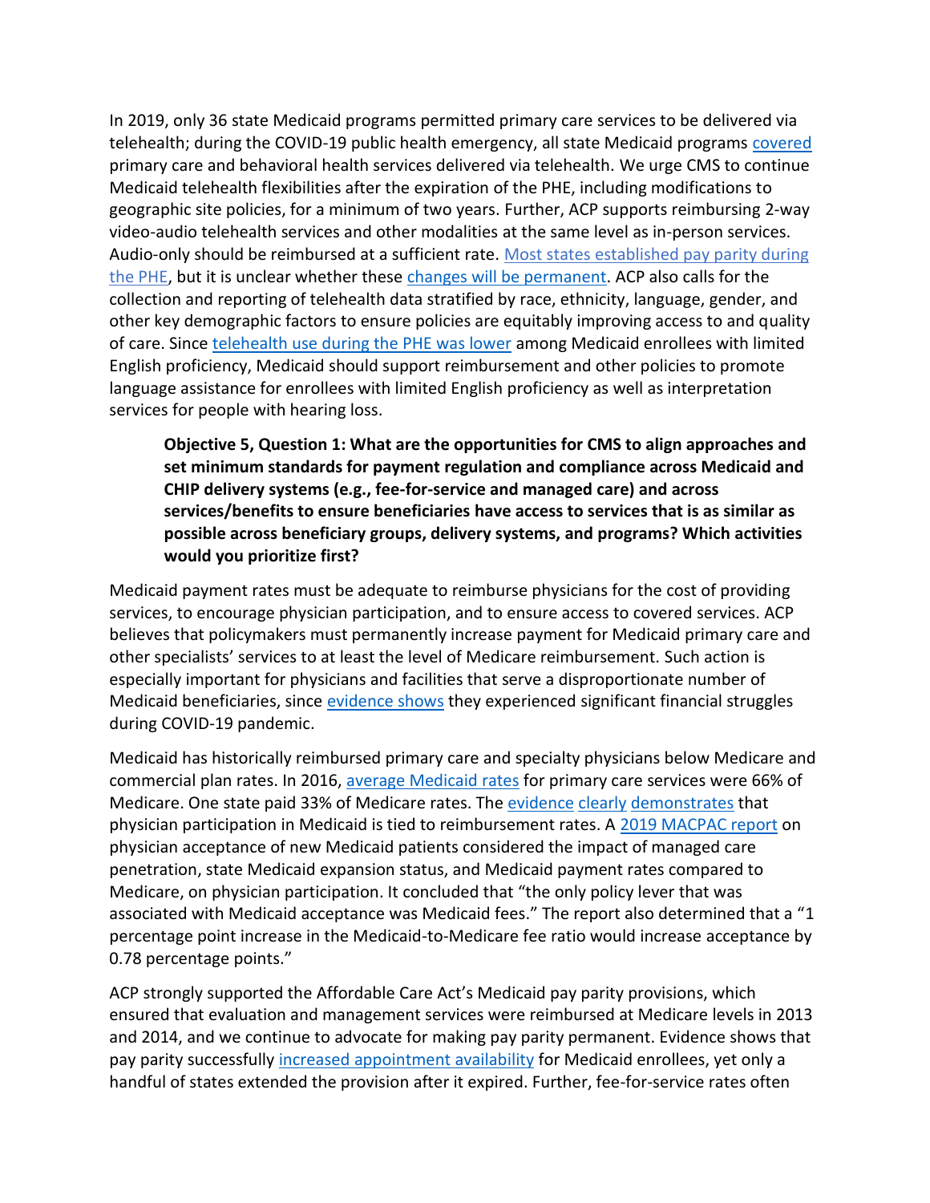In 2019, only 36 state Medicaid programs permitted primary care services to be delivered via telehealth; during the COVID-19 public health emergency, all state Medicaid programs covered primary care and behavioral health services delivered via telehealth. We urge CMS to continue Medicaid telehealth flexibilities after the expiration of the PHE, including modifications to geographic site policies, for a minimum of two years. Further, ACP supports reimbursing 2-way video-audio telehealth services and other modalities at the same level as in-person services. Audio-only should be reimbursed at a sufficient rate. Most states established pay parity during the PHE, but it is unclear whether these changes will be permanent. ACP also calls for the collection and reporting of telehealth data stratified by race, ethnicity, language, gender, and other key demographic factors to ensure policies are equitably improving access to and quality of care. Since telehealth use during the PHE was lower among Medicaid enrollees with limited English proficiency, Medicaid should support reimbursement and other policies to promote language assistance for enrollees with limited English proficiency as well as interpretation services for people with hearing loss.

> **Objective 5, Question 1: What are the opportunities for CMS to align approaches and set minimum standards for payment regulation and compliance across Medicaid and CHIP delivery systems (e.g., fee-for-service and managed care) and across services/benefits to ensure beneficiaries have access to services that is as similar as possible across beneficiary groups, delivery systems, and programs? Which activities would you prioritize first?**

Medicaid payment rates must be adequate to reimburse physicians for the cost of providing services, to encourage physician participation, and to ensure access to covered services. ACP believes that policymakers must permanently increase payment for Medicaid primary care and other specialists' services to at least the level of Medicare reimbursement. Such action is especially important for physicians and facilities that serve a disproportionate number of Medicaid beneficiaries, since evidence shows they experienced significant financial struggles during COVID-19 pandemic.

Medicaid has historically reimbursed primary care and specialty physicians below Medicare and commercial plan rates. In 2016, average Medicaid rates for primary care services were 66% of Medicare. One state paid 33% of Medicare rates. The evidence clearly demonstrates that physician participation in Medicaid is tied to reimbursement rates. A 2019 MACPAC report on physician acceptance of new Medicaid patients considered the impact of managed care penetration, state Medicaid expansion status, and Medicaid payment rates compared to Medicare, on physician participation. It concluded that "the only policy lever that was associated with Medicaid acceptance was Medicaid fees." The report also determined that a "1 percentage point increase in the Medicaid-to-Medicare fee ratio would increase acceptance by 0.78 percentage points."

ACP strongly supported the Affordable Care Act's Medicaid pay parity provisions, which ensured that evaluation and management services were reimbursed at Medicare levels in 2013 and 2014, and we continue to advocate for making pay parity permanent. Evidence shows that pay parity successfully increased appointment availability for Medicaid enrollees, yet only a handful of states extended the provision after it expired. Further, fee-for-service rates often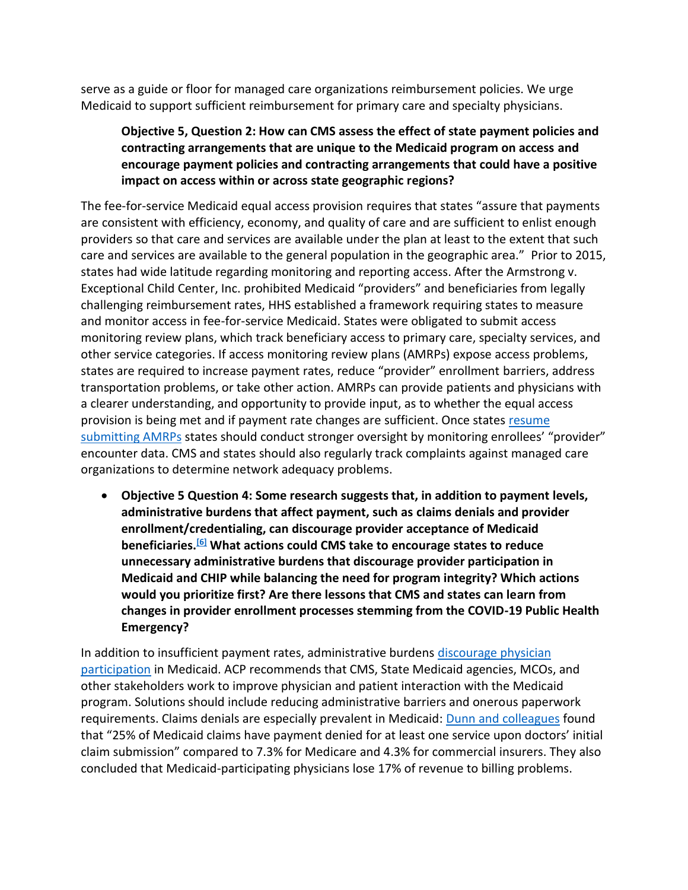serve as a guide or floor for managed care organizations reimbursement policies. We urge Medicaid to support sufficient reimbursement for primary care and specialty physicians.

> **Objective 5, Question 2: How can CMS assess the effect of state payment policies and contracting arrangements that are unique to the Medicaid program on access and encourage payment policies and contracting arrangements that could have a positive impact on access within or across state geographic regions?**

The fee-for-service Medicaid equal access provision requires that states "assure that payments are consistent with efficiency, economy, and quality of care and are sufficient to enlist enough providers so that care and services are available under the plan at least to the extent that such care and services are available to the general population in the geographic area." Prior to 2015, states had wide latitude regarding monitoring and reporting access. After the Armstrong v. Exceptional Child Center, Inc. prohibited Medicaid "providers" and beneficiaries from legally challenging reimbursement rates, HHS established a framework requiring states to measure and monitor access in fee-for-service Medicaid. States were obligated to submit access monitoring review plans, which track beneficiary access to primary care, specialty services, and other service categories. If access monitoring review plans (AMRPs) expose access problems, states are required to increase payment rates, reduce "provider" enrollment barriers, address transportation problems, or take other action. AMRPs can provide patients and physicians with a clearer understanding, and opportunity to provide input, as to whether the equal access provision is being met and if payment rate changes are sufficient. Once states resume submitting AMRPs states should conduct stronger oversight by monitoring enrollees' "provider" encounter data. CMS and states should also regularly track complaints against managed care organizations to determine network adequacy problems.

- **Objective 5 Question 4: Some research suggests that, in addition to payment levels, administrative burdens that affect payment, such as claims denials and provider enrollment/credentialing, can discourage provider acceptance of Medicaid beneficiaries.[6] What actions could CMS take to encourage states to reduce unnecessary administrative burdens that discourage provider participation in Medicaid and CHIP while balancing the need for program integrity? Which actions would you prioritize first? Are there lessons that CMS and states can learn from changes in provider enrollment processes stemming from the COVID-19 Public Health Emergency?**

In addition to insufficient payment rates, administrative burdens discourage physician participation in Medicaid. ACP recommends that CMS, State Medicaid agencies, MCOs, and other stakeholders work to improve physician and patient interaction with the Medicaid program. Solutions should include reducing administrative barriers and onerous paperwork requirements. Claims denials are especially prevalent in Medicaid: Dunn and colleagues found that "25% of Medicaid claims have payment denied for at least one service upon doctors' initial claim submission" compared to 7.3% for Medicare and 4.3% for commercial insurers. They also concluded that Medicaid-participating physicians lose 17% of revenue to billing problems.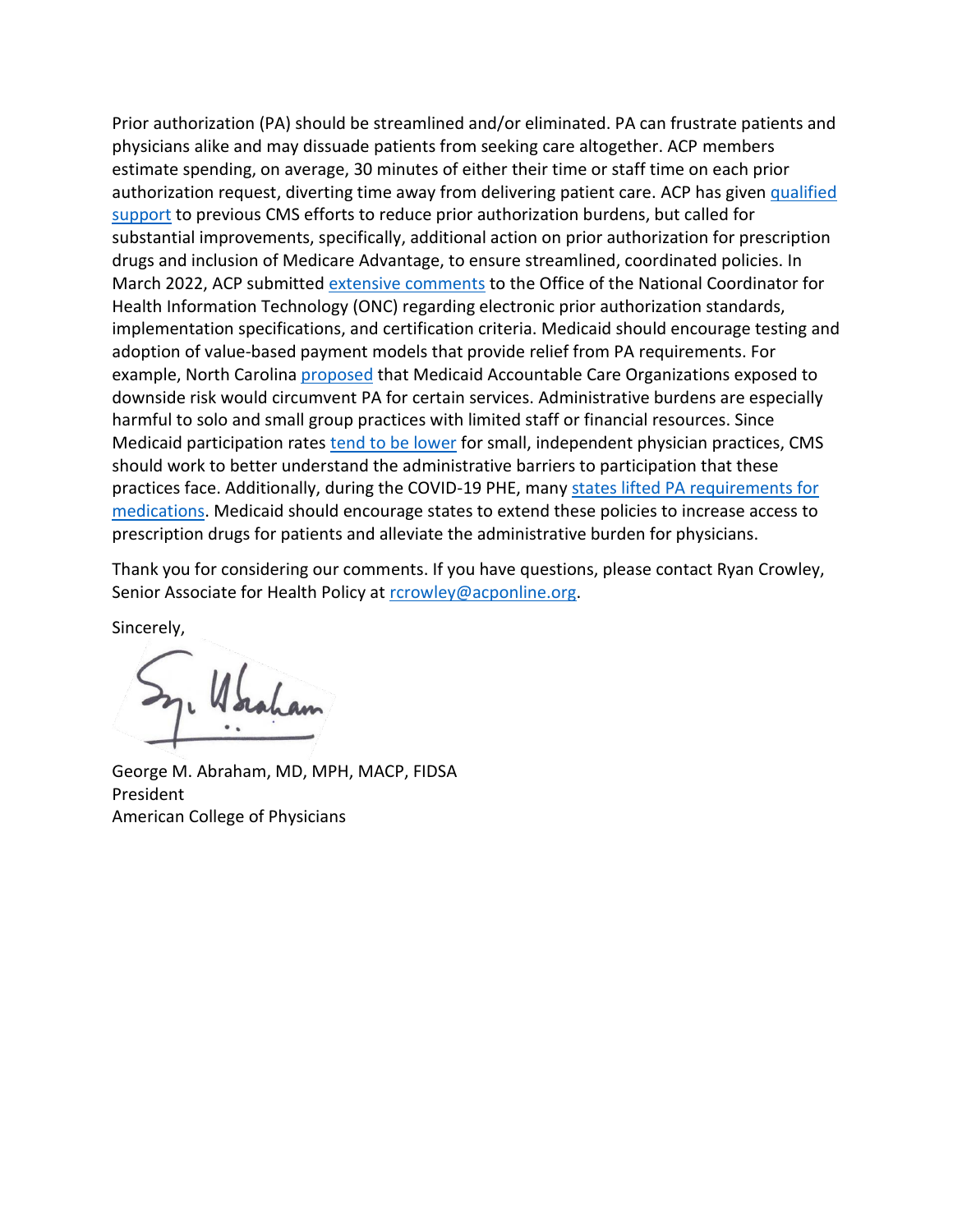Prior authorization (PA) should be streamlined and/or eliminated. PA can frustrate patients and physicians alike and may dissuade patients from seeking care altogether. ACP members estimate spending, on average, 30 minutes of either their time or staff time on each prior authorization request, diverting time away from delivering patient care. ACP has given qualified support to previous CMS efforts to reduce prior authorization burdens, but called for substantial improvements, specifically, additional action on prior authorization for prescription drugs and inclusion of Medicare Advantage, to ensure streamlined, coordinated policies. In March 2022, ACP submitted extensive comments to the Office of the National Coordinator for Health Information Technology (ONC) regarding electronic prior authorization standards, implementation specifications, and certification criteria. Medicaid should encourage testing and adoption of value-based payment models that provide relief from PA requirements. For example, North Carolina proposed that Medicaid Accountable Care Organizations exposed to downside risk would circumvent PA for certain services. Administrative burdens are especially harmful to solo and small group practices with limited staff or financial resources. Since Medicaid participation rates tend to be lower for small, independent physician practices, CMS should work to better understand the administrative barriers to participation that these practices face. Additionally, during the COVID-19 PHE, many states lifted PA requirements for medications. Medicaid should encourage states to extend these policies to increase access to prescription drugs for patients and alleviate the administrative burden for physicians.

Thank you for considering our comments. If you have questions, please contact Ryan Crowley, Senior Associate for Health Policy at rcrowley@acponline.org.

Sincerely,

George M. Abraham, MD, MPH, MACP, FIDSA
President
American College of Physicians